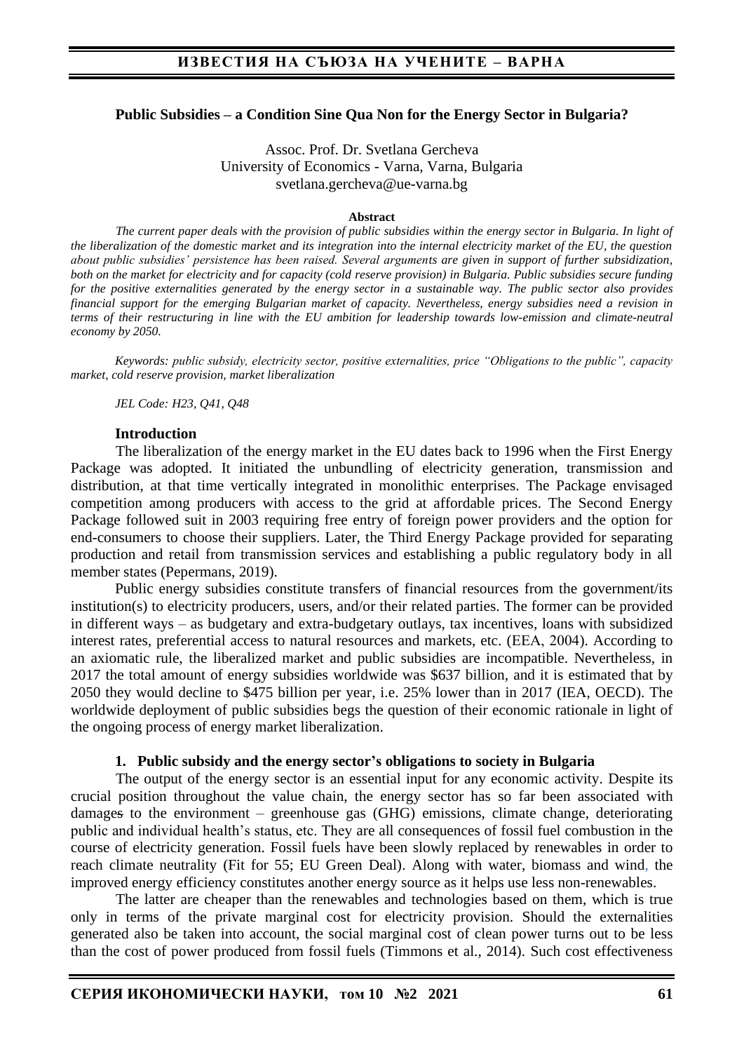**Public Subsidies – a Condition Sine Qua Non for the Energy Sector in Bulgaria?**

Assoc. Prof. Dr. Svetlana Gercheva
University of Economics - Varna, Varna, Bulgaria
svetlana.gercheva@ue-varna.bg

**Abstract**

*The current paper deals with the provision of public subsidies within the energy sector in Bulgaria. In light of the liberalization of the domestic market and its integration into the internal electricity market of the EU, the question about public subsidies' persistence has been raised. Several arguments are given in support of further subsidization, both on the market for electricity and for capacity (cold reserve provision) in Bulgaria. Public subsidies secure funding for the positive externalities generated by the energy sector in a sustainable way. The public sector also provides financial support for the emerging Bulgarian market of capacity. Nevertheless, energy subsidies need a revision in terms of their restructuring in line with the EU ambition for leadership towards low-emission and climate-neutral economy by 2050.*

*Keywords: public subsidy, electricity sector, positive externalities, price "Obligations to the public", capacity market, cold reserve provision, market liberalization*

*JEL Code: H23, Q41, Q48*

## Introduction

The liberalization of the energy market in the EU dates back to 1996 when the First Energy Package was adopted. It initiated the unbundling of electricity generation, transmission and distribution, at that time vertically integrated in monolithic enterprises. The Package envisaged competition among producers with access to the grid at affordable prices. The Second Energy Package followed suit in 2003 requiring free entry of foreign power providers and the option for end-consumers to choose their suppliers. Later, the Third Energy Package provided for separating production and retail from transmission services and establishing a public regulatory body in all member states (Pepermans, 2019).

Public energy subsidies constitute transfers of financial resources from the government/its institution(s) to electricity producers, users, and/or their related parties. The former can be provided in different ways – as budgetary and extra-budgetary outlays, tax incentives, loans with subsidized interest rates, preferential access to natural resources and markets, etc. (EEA, 2004). According to an axiomatic rule, the liberalized market and public subsidies are incompatible. Nevertheless, in 2017 the total amount of energy subsidies worldwide was $637 billion, and it is estimated that by 2050 they would decline to $475 billion per year, i.e. 25% lower than in 2017 (IEA, OECD). The worldwide deployment of public subsidies begs the question of their economic rationale in light of the ongoing process of energy market liberalization.

### 1. Public subsidy and the energy sector's obligations to society in Bulgaria

The output of the energy sector is an essential input for any economic activity. Despite its crucial position throughout the value chain, the energy sector has so far been associated with damages to the environment – greenhouse gas (GHG) emissions, climate change, deteriorating public and individual health's status, etc. They are all consequences of fossil fuel combustion in the course of electricity generation. Fossil fuels have been slowly replaced by renewables in order to reach climate neutrality (Fit for 55; EU Green Deal). Along with water, biomass and wind, the improved energy efficiency constitutes another energy source as it helps use less non-renewables.

The latter are cheaper than the renewables and technologies based on them, which is true only in terms of the private marginal cost for electricity provision. Should the externalities generated also be taken into account, the social marginal cost of clean power turns out to be less than the cost of power produced from fossil fuels (Timmons et al., 2014). Such cost effectiveness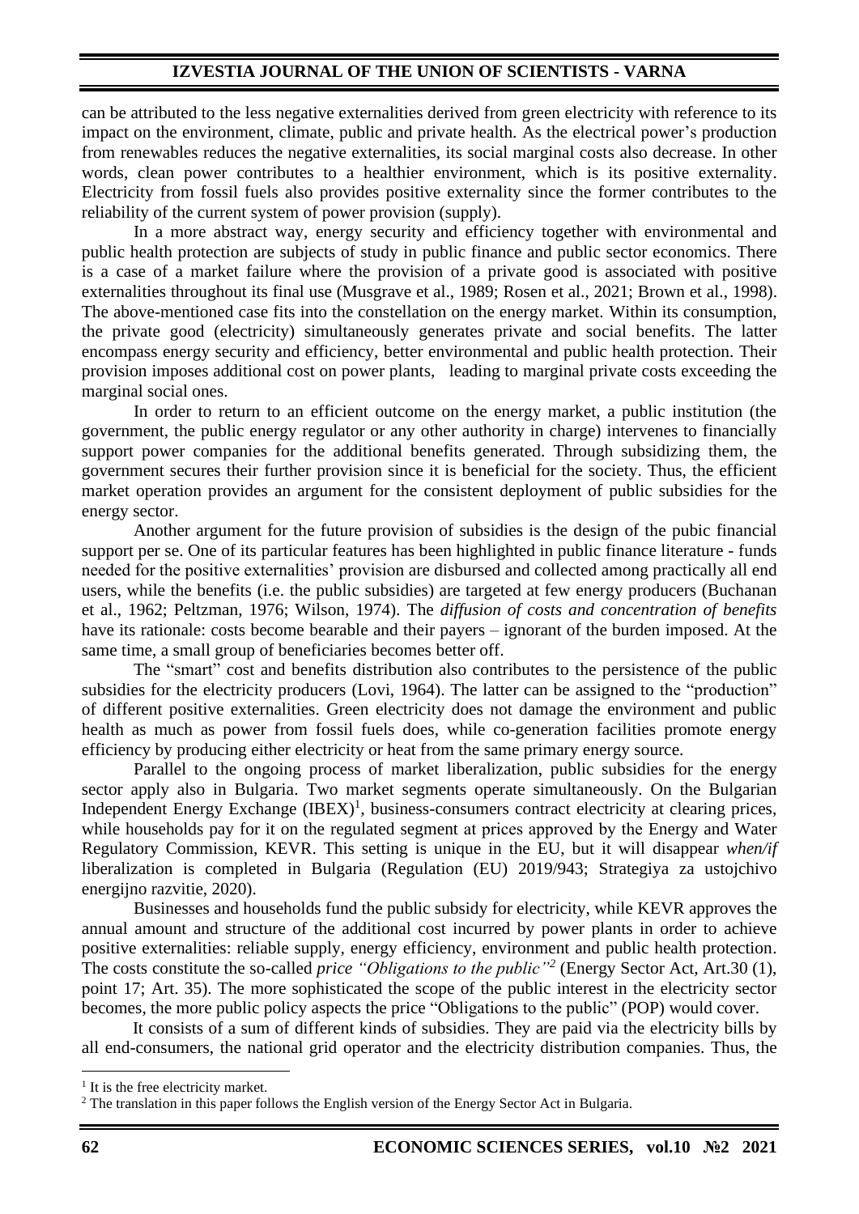can be attributed to the less negative externalities derived from green electricity with reference to its impact on the environment, climate, public and private health. As the electrical power's production from renewables reduces the negative externalities, its social marginal costs also decrease. In other words, clean power contributes to a healthier environment, which is its positive externality. Electricity from fossil fuels also provides positive externality since the former contributes to the reliability of the current system of power provision (supply).

In a more abstract way, energy security and efficiency together with environmental and public health protection are subjects of study in public finance and public sector economics. There is a case of a market failure where the provision of a private good is associated with positive externalities throughout its final use (Musgrave et al., 1989; Rosen et al., 2021; Brown et al., 1998). The above-mentioned case fits into the constellation on the energy market. Within its consumption, the private good (electricity) simultaneously generates private and social benefits. The latter encompass energy security and efficiency, better environmental and public health protection. Their provision imposes additional cost on power plants, leading to marginal private costs exceeding the marginal social ones.

In order to return to an efficient outcome on the energy market, a public institution (the government, the public energy regulator or any other authority in charge) intervenes to financially support power companies for the additional benefits generated. Through subsidizing them, the government secures their further provision since it is beneficial for the society. Thus, the efficient market operation provides an argument for the consistent deployment of public subsidies for the energy sector.

Another argument for the future provision of subsidies is the design of the pubic financial support per se. One of its particular features has been highlighted in public finance literature - funds needed for the positive externalities' provision are disbursed and collected among practically all end users, while the benefits (i.e. the public subsidies) are targeted at few energy producers (Buchanan et al., 1962; Peltzman, 1976; Wilson, 1974). The *diffusion of costs and concentration of benefits* have its rationale: costs become bearable and their payers – ignorant of the burden imposed. At the same time, a small group of beneficiaries becomes better off.

The "smart" cost and benefits distribution also contributes to the persistence of the public subsidies for the electricity producers (Lovi, 1964). The latter can be assigned to the "production" of different positive externalities. Green electricity does not damage the environment and public health as much as power from fossil fuels does, while co-generation facilities promote energy efficiency by producing either electricity or heat from the same primary energy source.

Parallel to the ongoing process of market liberalization, public subsidies for the energy sector apply also in Bulgaria. Two market segments operate simultaneously. On the Bulgarian Independent Energy Exchange (IBEX)[1], business-consumers contract electricity at clearing prices, while households pay for it on the regulated segment at prices approved by the Energy and Water Regulatory Commission, KEVR. This setting is unique in the EU, but it will disappear *when/if* liberalization is completed in Bulgaria (Regulation (EU) 2019/943; Strategiya za ustojchivo energijno razvitie, 2020).

Businesses and households fund the public subsidy for electricity, while KEVR approves the annual amount and structure of the additional cost incurred by power plants in order to achieve positive externalities: reliable supply, energy efficiency, environment and public health protection. The costs constitute the so-called *price "Obligations to the public"*[2] (Energy Sector Act, Art.30 (1), point 17; Art. 35). The more sophisticated the scope of the public interest in the electricity sector becomes, the more public policy aspects the price "Obligations to the public" (POP) would cover.

It consists of a sum of different kinds of subsidies. They are paid via the electricity bills by all end-consumers, the national grid operator and the electricity distribution companies. Thus, the

[1] It is the free electricity market.

[2] The translation in this paper follows the English version of the Energy Sector Act in Bulgaria.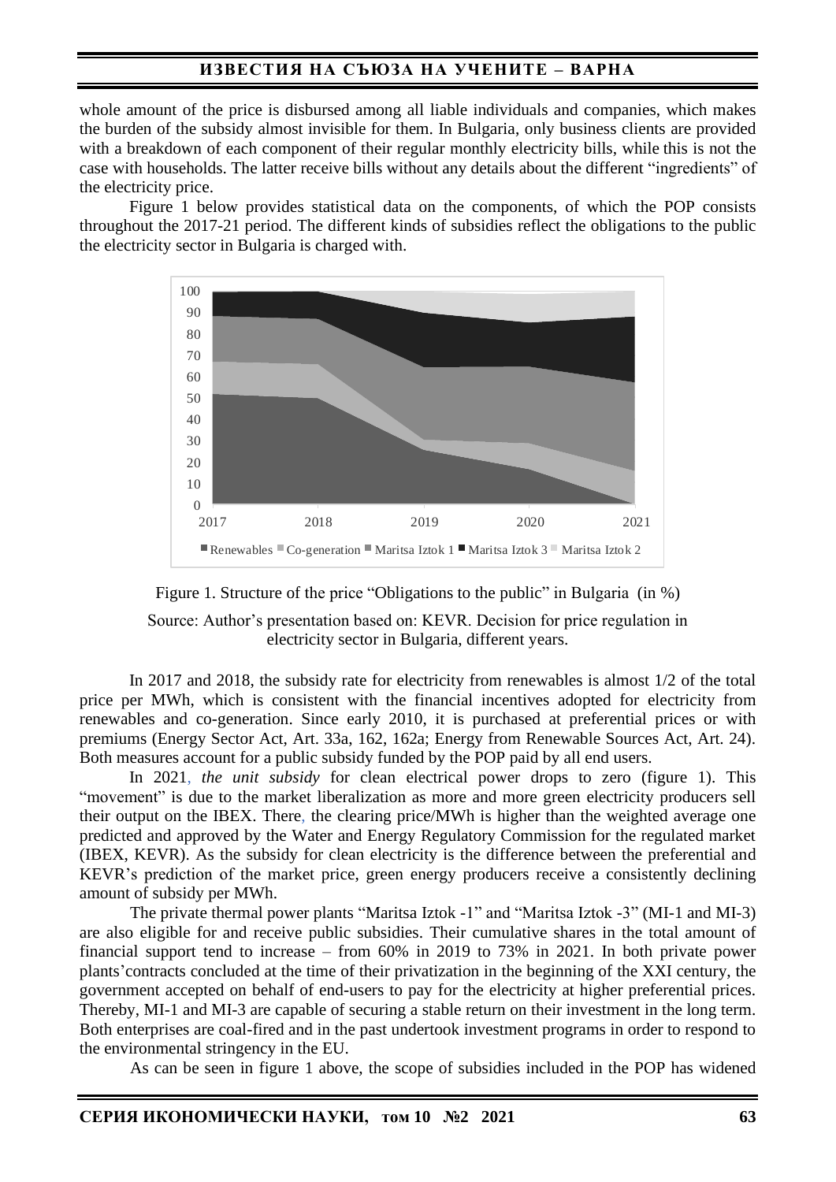whole amount of the price is disbursed among all liable individuals and companies, which makes the burden of the subsidy almost invisible for them. In Bulgaria, only business clients are provided with a breakdown of each component of their regular monthly electricity bills, while this is not the case with households. The latter receive bills without any details about the different "ingredients" of the electricity price.

Figure 1 below provides statistical data on the components, of which the POP consists throughout the 2017-21 period. The different kinds of subsidies reflect the obligations to the public the electricity sector in Bulgaria is charged with.

Figure 1. Structure of the price "Obligations to the public" in Bulgaria (in %)

Source: Author's presentation based on: KEVR. Decision for price regulation in electricity sector in Bulgaria, different years.

In 2017 and 2018, the subsidy rate for electricity from renewables is almost 1/2 of the total price per MWh, which is consistent with the financial incentives adopted for electricity from renewables and co-generation. Since early 2010, it is purchased at preferential prices or with premiums (Energy Sector Act, Art. 33a, 162, 162a; Energy from Renewable Sources Act, Art. 24). Both measures account for a public subsidy funded by the POP paid by all end users.

In 2021, *the unit subsidy* for clean electrical power drops to zero (figure 1). This "movement" is due to the market liberalization as more and more green electricity producers sell their output on the IBEX. There, the clearing price/MWh is higher than the weighted average one predicted and approved by the Water and Energy Regulatory Commission for the regulated market (IBEX, KEVR). As the subsidy for clean electricity is the difference between the preferential and KEVR's prediction of the market price, green energy producers receive a consistently declining amount of subsidy per MWh.

The private thermal power plants "Maritsa Iztok -1" and "Maritsa Iztok -3" (MI-1 and MI-3) are also eligible for and receive public subsidies. Their cumulative shares in the total amount of financial support tend to increase – from 60% in 2019 to 73% in 2021. In both private power plants'contracts concluded at the time of their privatization in the beginning of the XXI century, the government accepted on behalf of end-users to pay for the electricity at higher preferential prices. Thereby, MI-1 and MI-3 are capable of securing a stable return on their investment in the long term. Both enterprises are coal-fired and in the past undertook investment programs in order to respond to the environmental stringency in the EU.

As can be seen in figure 1 above, the scope of subsidies included in the POP has widened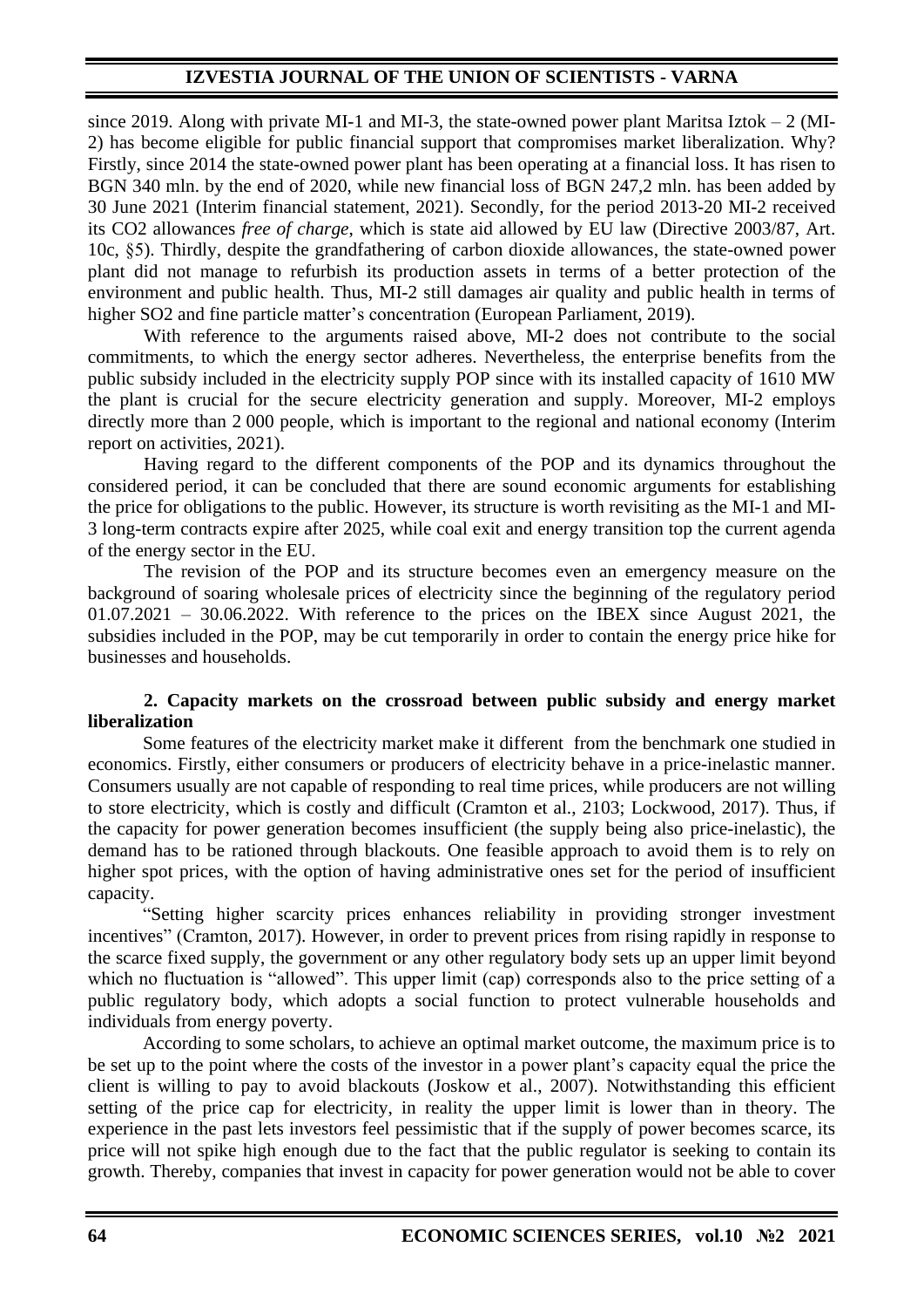since 2019. Along with private MI-1 and MI-3, the state-owned power plant Maritsa Iztok – 2 (MI-2) has become eligible for public financial support that compromises market liberalization. Why? Firstly, since 2014 the state-owned power plant has been operating at a financial loss. It has risen to BGN 340 mln. by the end of 2020, while new financial loss of BGN 247,2 mln. has been added by 30 June 2021 (Interim financial statement, 2021). Secondly, for the period 2013-20 MI-2 received its CO2 allowances *free of charge*, which is state aid allowed by EU law (Directive 2003/87, Art. 10c, §5). Thirdly, despite the grandfathering of carbon dioxide allowances, the state-owned power plant did not manage to refurbish its production assets in terms of a better protection of the environment and public health. Thus, MI-2 still damages air quality and public health in terms of higher SO2 and fine particle matter's concentration (European Parliament, 2019).

With reference to the arguments raised above, MI-2 does not contribute to the social commitments, to which the energy sector adheres. Nevertheless, the enterprise benefits from the public subsidy included in the electricity supply POP since with its installed capacity of 1610 MW the plant is crucial for the secure electricity generation and supply. Moreover, MI-2 employs directly more than 2 000 people, which is important to the regional and national economy (Interim report on activities, 2021).

Having regard to the different components of the POP and its dynamics throughout the considered period, it can be concluded that there are sound economic arguments for establishing the price for obligations to the public. However, its structure is worth revisiting as the MI-1 and MI-3 long-term contracts expire after 2025, while coal exit and energy transition top the current agenda of the energy sector in the EU.

The revision of the POP and its structure becomes even an emergency measure on the background of soaring wholesale prices of electricity since the beginning of the regulatory period 01.07.2021 – 30.06.2022. With reference to the prices on the IBEX since August 2021, the subsidies included in the POP, may be cut temporarily in order to contain the energy price hike for businesses and households.

## 2. Capacity markets on the crossroad between public subsidy and energy market liberalization

Some features of the electricity market make it different from the benchmark one studied in economics. Firstly, either consumers or producers of electricity behave in a price-inelastic manner. Consumers usually are not capable of responding to real time prices, while producers are not willing to store electricity, which is costly and difficult (Cramton et al., 2103; Lockwood, 2017). Thus, if the capacity for power generation becomes insufficient (the supply being also price-inelastic), the demand has to be rationed through blackouts. One feasible approach to avoid them is to rely on higher spot prices, with the option of having administrative ones set for the period of insufficient capacity.

"Setting higher scarcity prices enhances reliability in providing stronger investment incentives" (Cramton, 2017). However, in order to prevent prices from rising rapidly in response to the scarce fixed supply, the government or any other regulatory body sets up an upper limit beyond which no fluctuation is "allowed". This upper limit (cap) corresponds also to the price setting of a public regulatory body, which adopts a social function to protect vulnerable households and individuals from energy poverty.

According to some scholars, to achieve an optimal market outcome, the maximum price is to be set up to the point where the costs of the investor in a power plant's capacity equal the price the client is willing to pay to avoid blackouts (Joskow et al., 2007). Notwithstanding this efficient setting of the price cap for electricity, in reality the upper limit is lower than in theory. The experience in the past lets investors feel pessimistic that if the supply of power becomes scarce, its price will not spike high enough due to the fact that the public regulator is seeking to contain its growth. Thereby, companies that invest in capacity for power generation would not be able to cover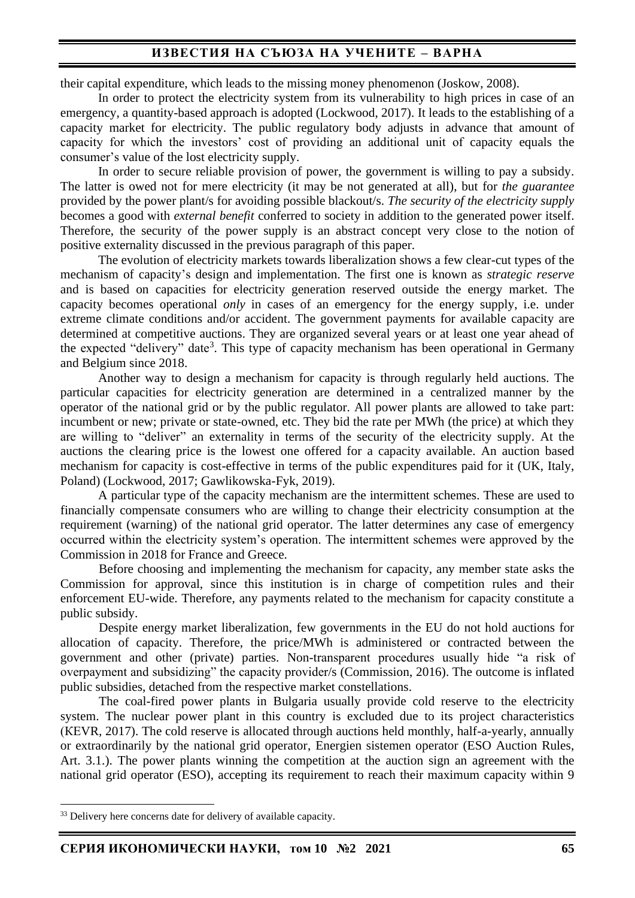their capital expenditure, which leads to the missing money phenomenon (Joskow, 2008).

In order to protect the electricity system from its vulnerability to high prices in case of an emergency, a quantity-based approach is adopted (Lockwood, 2017). It leads to the establishing of a capacity market for electricity. The public regulatory body adjusts in advance that amount of capacity for which the investors' cost of providing an additional unit of capacity equals the consumer's value of the lost electricity supply.

In order to secure reliable provision of power, the government is willing to pay a subsidy. The latter is owed not for mere electricity (it may be not generated at all), but for *the guarantee* provided by the power plant/s for avoiding possible blackout/s. *The security of the electricity supply* becomes a good with *external benefit* conferred to society in addition to the generated power itself. Therefore, the security of the power supply is an abstract concept very close to the notion of positive externality discussed in the previous paragraph of this paper.

The evolution of electricity markets towards liberalization shows a few clear-cut types of the mechanism of capacity's design and implementation. The first one is known as *strategic reserve* and is based on capacities for electricity generation reserved outside the energy market. The capacity becomes operational *only* in cases of an emergency for the energy supply, i.e. under extreme climate conditions and/or accident. The government payments for available capacity are determined at competitive auctions. They are organized several years or at least one year ahead of the expected "delivery" date[3]. This type of capacity mechanism has been operational in Germany and Belgium since 2018.

Another way to design a mechanism for capacity is through regularly held auctions. The particular capacities for electricity generation are determined in a centralized manner by the operator of the national grid or by the public regulator. All power plants are allowed to take part: incumbent or new; private or state-owned, etc. They bid the rate per MWh (the price) at which they are willing to "deliver" an externality in terms of the security of the electricity supply. At the auctions the clearing price is the lowest one offered for a capacity available. An auction based mechanism for capacity is cost-effective in terms of the public expenditures paid for it (UK, Italy, Poland) (Lockwood, 2017; Gawlikowska-Fyk, 2019).

A particular type of the capacity mechanism are the intermittent schemes. These are used to financially compensate consumers who are willing to change their electricity consumption at the requirement (warning) of the national grid operator. The latter determines any case of emergency occurred within the electricity system's operation. The intermittent schemes were approved by the Commission in 2018 for France and Greece.

Before choosing and implementing the mechanism for capacity, any member state asks the Commission for approval, since this institution is in charge of competition rules and their enforcement EU-wide. Therefore, any payments related to the mechanism for capacity constitute a public subsidy.

Despite energy market liberalization, few governments in the EU do not hold auctions for allocation of capacity. Therefore, the price/MWh is administered or contracted between the government and other (private) parties. Non-transparent procedures usually hide "a risk of overpayment and subsidizing" the capacity provider/s (Commission, 2016). The outcome is inflated public subsidies, detached from the respective market constellations.

The coal-fired power plants in Bulgaria usually provide cold reserve to the electricity system. The nuclear power plant in this country is excluded due to its project characteristics (KEVR, 2017). The cold reserve is allocated through auctions held monthly, half-a-yearly, annually or extraordinarily by the national grid operator, Energien sistemen operator (ESO Auction Rules, Art. 3.1.). The power plants winning the competition at the auction sign an agreement with the national grid operator (ESO), accepting its requirement to reach their maximum capacity within 9

---

[33] Delivery here concerns date for delivery of available capacity.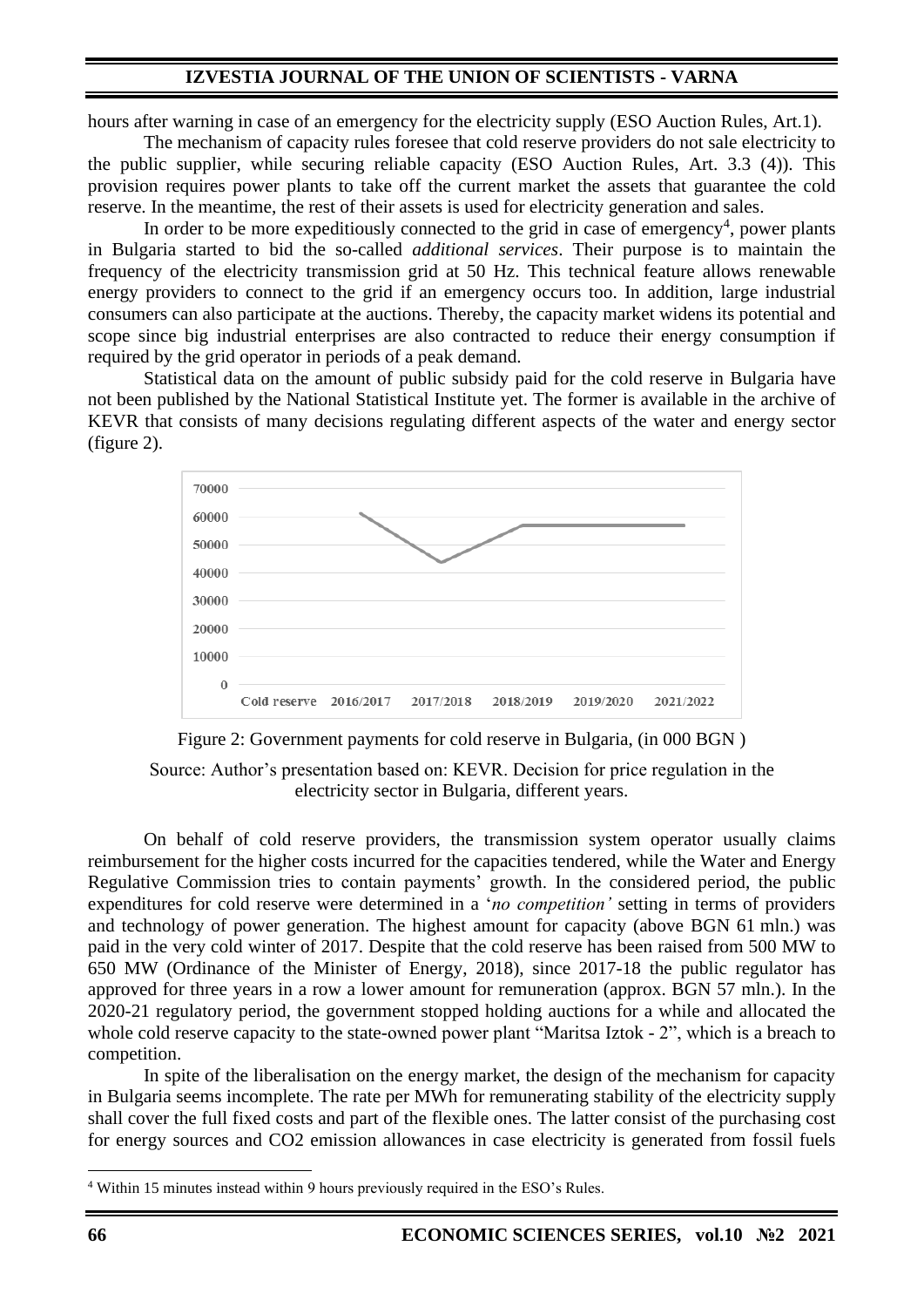hours after warning in case of an emergency for the electricity supply (ESO Auction Rules, Art.1).

The mechanism of capacity rules foresee that cold reserve providers do not sale electricity to the public supplier, while securing reliable capacity (ESO Auction Rules, Art. 3.3 (4)). This provision requires power plants to take off the current market the assets that guarantee the cold reserve. In the meantime, the rest of their assets is used for electricity generation and sales.

In order to be more expeditiously connected to the grid in case of emergency[4], power plants in Bulgaria started to bid the so-called *additional services*. Their purpose is to maintain the frequency of the electricity transmission grid at 50 Hz. This technical feature allows renewable energy providers to connect to the grid if an emergency occurs too. In addition, large industrial consumers can also participate at the auctions. Thereby, the capacity market widens its potential and scope since big industrial enterprises are also contracted to reduce their energy consumption if required by the grid operator in periods of a peak demand.

Statistical data on the amount of public subsidy paid for the cold reserve in Bulgaria have not been published by the National Statistical Institute yet. The former is available in the archive of KEVR that consists of many decisions regulating different aspects of the water and energy sector (figure 2).

Figure 2: Government payments for cold reserve in Bulgaria, (in 000 BGN )

Source: Author's presentation based on: KEVR. Decision for price regulation in the electricity sector in Bulgaria, different years.

On behalf of cold reserve providers, the transmission system operator usually claims reimbursement for the higher costs incurred for the capacities tendered, while the Water and Energy Regulative Commission tries to contain payments' growth. In the considered period, the public expenditures for cold reserve were determined in a '*no competition'* setting in terms of providers and technology of power generation. The highest amount for capacity (above BGN 61 mln.) was paid in the very cold winter of 2017. Despite that the cold reserve has been raised from 500 MW to 650 MW (Ordinance of the Minister of Energy, 2018), since 2017-18 the public regulator has approved for three years in a row a lower amount for remuneration (approx. BGN 57 mln.). In the 2020-21 regulatory period, the government stopped holding auctions for a while and allocated the whole cold reserve capacity to the state-owned power plant "Maritsa Iztok - 2", which is a breach to competition.

In spite of the liberalisation on the energy market, the design of the mechanism for capacity in Bulgaria seems incomplete. The rate per MWh for remunerating stability of the electricity supply shall cover the full fixed costs and part of the flexible ones. The latter consist of the purchasing cost for energy sources and $CO_2$ emission allowances in case electricity is generated from fossil fuels

[4] Within 15 minutes instead within 9 hours previously required in the ESO's Rules.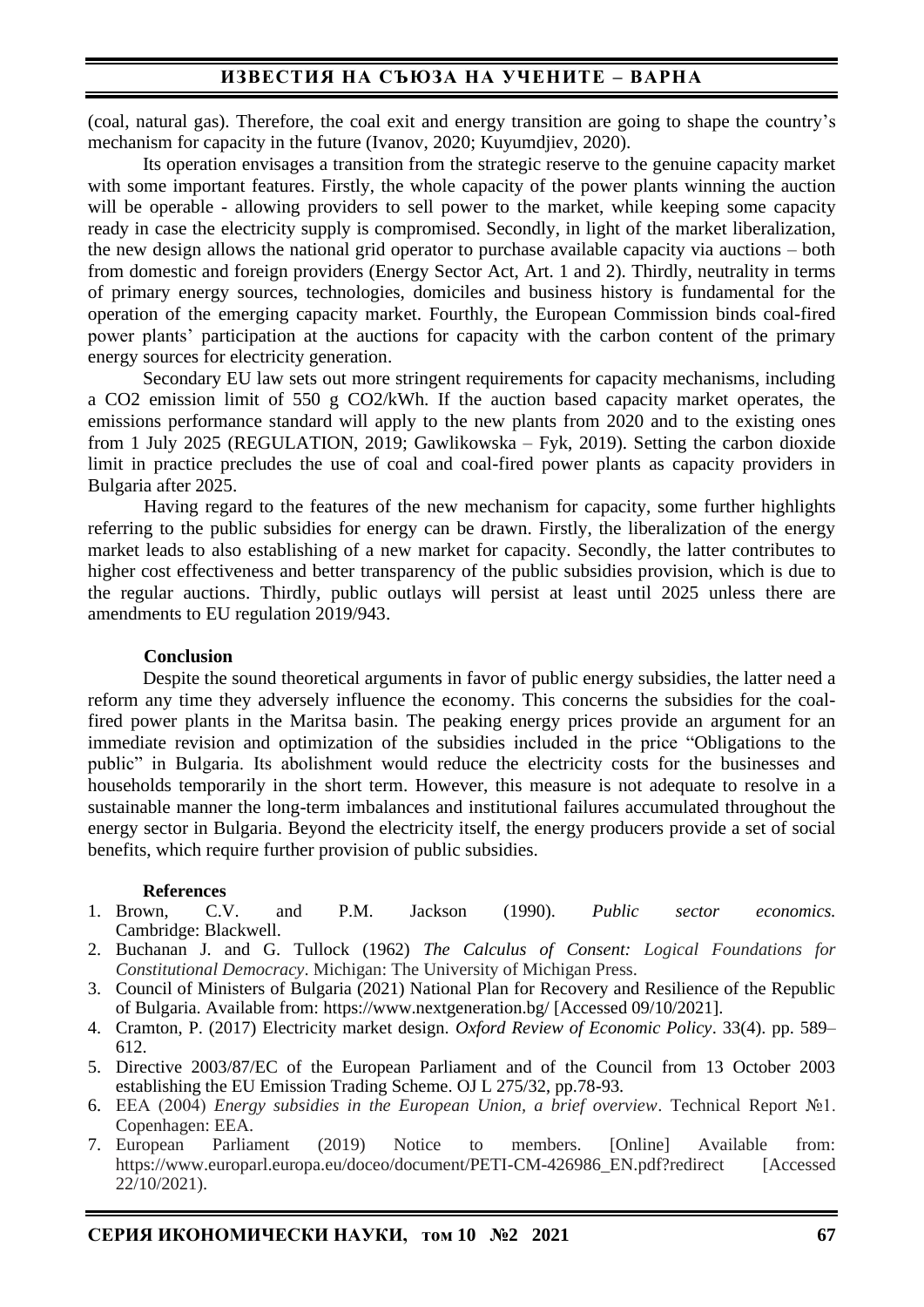(coal, natural gas). Therefore, the coal exit and energy transition are going to shape the country's mechanism for capacity in the future (Ivanov, 2020; Kuyumdjiev, 2020).

Its operation envisages a transition from the strategic reserve to the genuine capacity market with some important features. Firstly, the whole capacity of the power plants winning the auction will be operable - allowing providers to sell power to the market, while keeping some capacity ready in case the electricity supply is compromised. Secondly, in light of the market liberalization, the new design allows the national grid operator to purchase available capacity via auctions – both from domestic and foreign providers (Energy Sector Act, Art. 1 and 2). Thirdly, neutrality in terms of primary energy sources, technologies, domiciles and business history is fundamental for the operation of the emerging capacity market. Fourthly, the European Commission binds coal-fired power plants' participation at the auctions for capacity with the carbon content of the primary energy sources for electricity generation.

Secondary EU law sets out more stringent requirements for capacity mechanisms, including a CO2 emission limit of 550 g CO2/kWh. If the auction based capacity market operates, the emissions performance standard will apply to the new plants from 2020 and to the existing ones from 1 July 2025 (REGULATION, 2019; Gawlikowska – Fyk, 2019). Setting the carbon dioxide limit in practice precludes the use of coal and coal-fired power plants as capacity providers in Bulgaria after 2025.

Having regard to the features of the new mechanism for capacity, some further highlights referring to the public subsidies for energy can be drawn. Firstly, the liberalization of the energy market leads to also establishing of a new market for capacity. Secondly, the latter contributes to higher cost effectiveness and better transparency of the public subsidies provision, which is due to the regular auctions. Thirdly, public outlays will persist at least until 2025 unless there are amendments to EU regulation 2019/943.

## Conclusion

Despite the sound theoretical arguments in favor of public energy subsidies, the latter need a reform any time they adversely influence the economy. This concerns the subsidies for the coal-fired power plants in the Maritsa basin. The peaking energy prices provide an argument for an immediate revision and optimization of the subsidies included in the price "Obligations to the public" in Bulgaria. Its abolishment would reduce the electricity costs for the businesses and households temporarily in the short term. However, this measure is not adequate to resolve in a sustainable manner the long-term imbalances and institutional failures accumulated throughout the energy sector in Bulgaria. Beyond the electricity itself, the energy producers provide a set of social benefits, which require further provision of public subsidies.

## References

1. Brown, C.V. and P.M. Jackson (1990). *Public sector economics.* Cambridge: Blackwell.
2. Buchanan J. and G. Tullock (1962) *The Calculus of Consent: Logical Foundations for Constitutional Democracy*. Michigan: The University of Michigan Press.
3. Council of Ministers of Bulgaria (2021) National Plan for Recovery and Resilience of the Republic of Bulgaria. Available from: https://www.nextgeneration.bg/ [Accessed 09/10/2021].
4. Cramton, P. (2017) Electricity market design. *Oxford Review of Economic Policy*. 33(4). pp. 589–612.
5. Directive 2003/87/EC of the European Parliament and of the Council from 13 October 2003 establishing the EU Emission Trading Scheme. OJ L 275/32, pp.78-93.
6. EEA (2004) *Energy subsidies in the European Union, a brief overview*. Technical Report №1. Copenhagen: EEA.
7. European Parliament (2019) Notice to members. [Online] Available from: https://www.europarl.europa.eu/doceo/document/PETI-CM-426986_EN.pdf?redirect [Accessed 22/10/2021).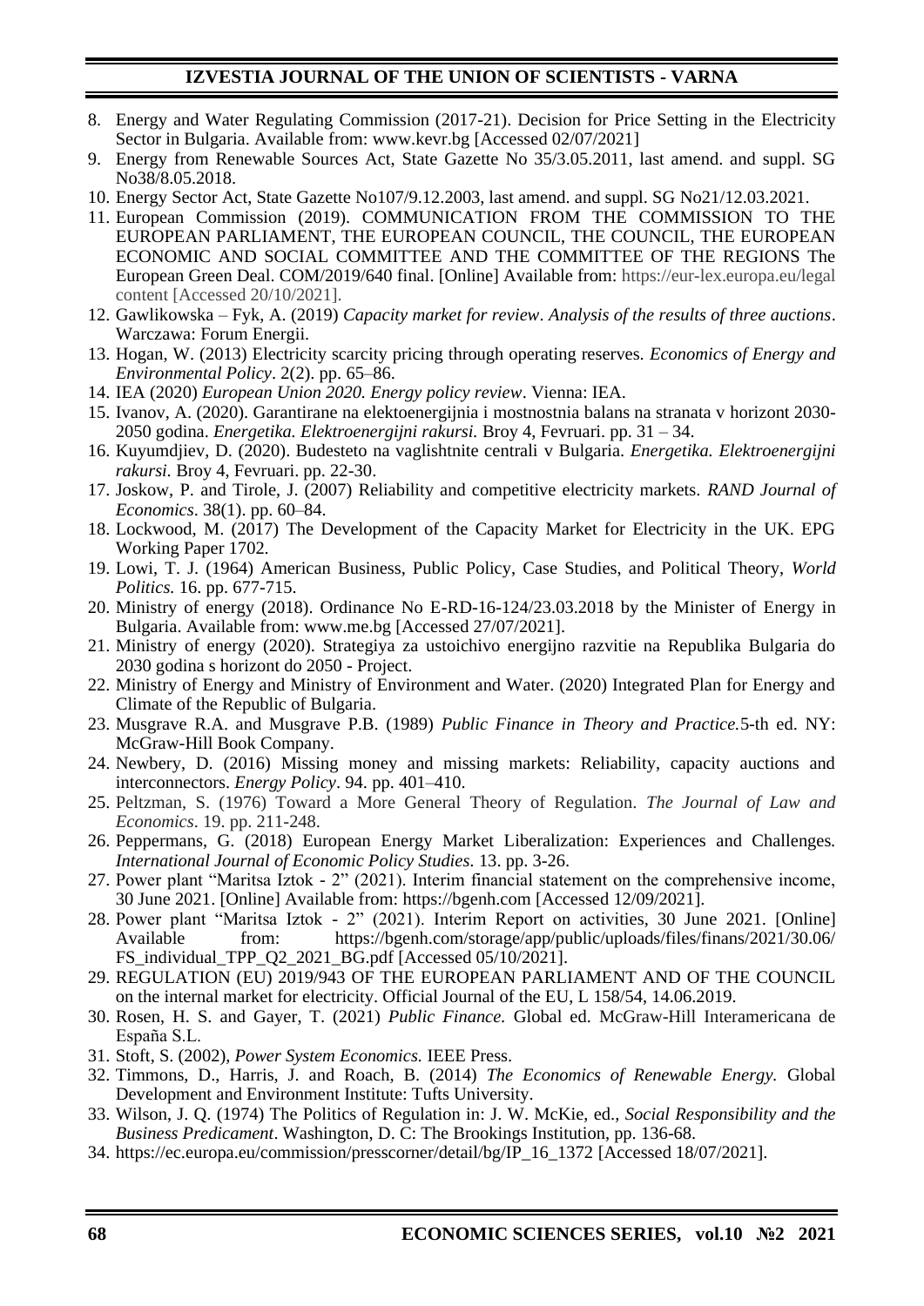8. Energy and Water Regulating Commission (2017-21). Decision for Price Setting in the Electricity Sector in Bulgaria. Available from: www.kevr.bg [Accessed 02/07/2021]
9. Energy from Renewable Sources Act, State Gazette No 35/3.05.2011, last amend. and suppl. SG No38/8.05.2018.
10. Energy Sector Act, State Gazette No107/9.12.2003, last amend. and suppl. SG No21/12.03.2021.
11. European Commission (2019). COMMUNICATION FROM THE COMMISSION TO THE EUROPEAN PARLIAMENT, THE EUROPEAN COUNCIL, THE COUNCIL, THE EUROPEAN ECONOMIC AND SOCIAL COMMITTEE AND THE COMMITTEE OF THE REGIONS The European Green Deal. COM/2019/640 final. [Online] Available from: https://eur-lex.europa.eu/legal content [Accessed 20/10/2021].
12. Gawlikowska – Fyk, A. (2019) *Capacity market for review*. *Analysis of the results of three auctions*. Warczawa: Forum Energii.
13. Hogan, W. (2013) Electricity scarcity pricing through operating reserves. *Economics of Energy and Environmental Policy*. 2(2). pp. 65–86.
14. IEA (2020) *European Union 2020. Energy policy review*. Vienna: IEA.
15. Ivanov, A. (2020). Garantirane na elektoenergijnia i mostnostnia balans na stranata v horizont 2030-2050 godina. *Energetika. Elektroenergijni rakursi.* Broy 4, Fevruari. pp. 31 – 34.
16. Kuyumdjiev, D. (2020). Budesteto na vaglishtnite centrali v Bulgaria. *Energetika. Elektroenergijni rakursi*. Broy 4, Fevruari. pp. 22-30.
17. Joskow, P. and Tirole, J. (2007) Reliability and competitive electricity markets. *RAND Journal of Economics*. 38(1). pp. 60–84.
18. Lockwood, M. (2017) The Development of the Capacity Market for Electricity in the UK. EPG Working Paper 1702.
19. Lowi, T. J. (1964) American Business, Public Policy, Case Studies, and Political Theory, *World Politics.* 16. pp. 677-715.
20. Ministry of energy (2018). Ordinance No E-RD-16-124/23.03.2018 by the Minister of Energy in Bulgaria. Available from: www.me.bg [Accessed 27/07/2021].
21. Ministry of energy (2020). Strategiya za ustoichivo energijno razvitie na Republika Bulgaria do 2030 godina s horizont do 2050 - Project.
22. Ministry of Energy and Ministry of Environment and Water. (2020) Integrated Plan for Energy and Climate of the Republic of Bulgaria.
23. Musgrave R.A. and Musgrave P.B. (1989) *Public Finance in Theory and Practice.*5-th ed. NY: McGraw-Hill Book Company.
24. Newbery, D. (2016) Missing money and missing markets: Reliability, capacity auctions and interconnectors. *Energy Policy*. 94. pp. 401–410.
25. Peltzman, S. (1976) Toward a More General Theory of Regulation. *The Journal of Law and Economics*. 19. pp. 211-248.
26. Peppermans, G. (2018) European Energy Market Liberalization: Experiences and Challenges*. International Journal of Economic Policy Studies*. 13. pp. 3-26.
27. Power plant "Maritsa Iztok - 2" (2021). Interim financial statement on the comprehensive income, 30 June 2021. [Online] Available from: https://bgenh.com [Accessed 12/09/2021].
28. Power plant "Maritsa Iztok - 2" (2021). Interim Report on activities, 30 June 2021. [Online] Available from: https://bgenh.com/storage/app/public/uploads/files/finans/2021/30.06/FS_individual_TPP_Q2_2021_BG.pdf [Accessed 05/10/2021].
29. REGULATION (EU) 2019/943 OF THE EUROPEAN PARLIAMENT AND OF THE COUNCIL on the internal market for electricity. Official Journal of the EU, L 158/54, 14.06.2019.
30. Rosen, H. S. and Gayer, T. (2021) *Public Finance.* Global ed. McGraw-Hill Interamericana de España S.L.
31. Stoft, S. (2002), *Power System Economics.* IEEE Press.
32. Timmons, D., Harris, J. and Roach, B. (2014) *The Economics of Renewable Energy.* Global Development and Environment Institute: Tufts University.
33. Wilson, J. Q. (1974) The Politics of Regulation in: J. W. McKie, ed., *Social Responsibility and the Business Predicament*. Washington, D. C: The Brookings Institution, pp. 136-68.
34. https://ec.europa.eu/commission/presscorner/detail/bg/IP_16_1372 [Accessed 18/07/2021].